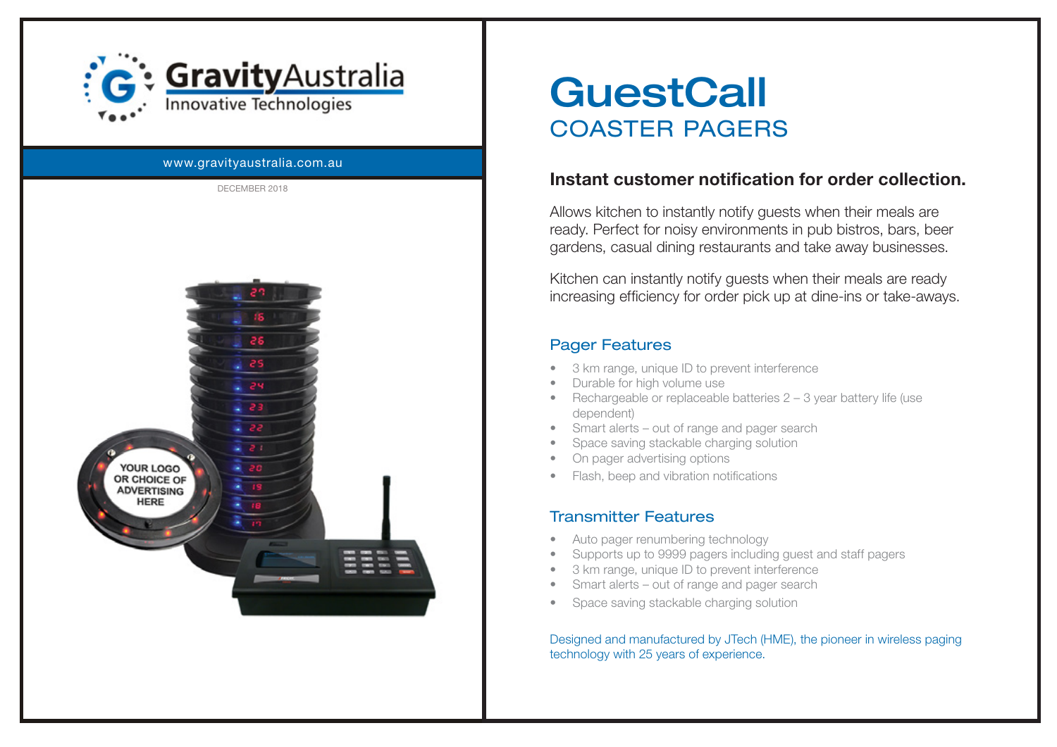GravityAustralia
Innovative Technologies

www.gravityaustralia.com.au

DECEMBER 2018

# GuestCall

## COASTER PAGERS

### Instant customer notification for order collection.

Allows kitchen to instantly notify guests when their meals are ready. Perfect for noisy environments in pub bistros, bars, beer gardens, casual dining restaurants and take away businesses.

Kitchen can instantly notify guests when their meals are ready increasing efficiency for order pick up at dine-ins or take-aways.

### Pager Features

- 3 km range, unique ID to prevent interference
- Durable for high volume use
- Rechargeable or replaceable batteries 2 – 3 year battery life (use dependent)
- Smart alerts – out of range and pager search
- Space saving stackable charging solution
- On pager advertising options
- Flash, beep and vibration notifications

### Transmitter Features

- Auto pager renumbering technology
- Supports up to 9999 pagers including guest and staff pagers
- 3 km range, unique ID to prevent interference
- Smart alerts – out of range and pager search
- Space saving stackable charging solution

Designed and manufactured by JTech (HME), the pioneer in wireless paging technology with 25 years of experience.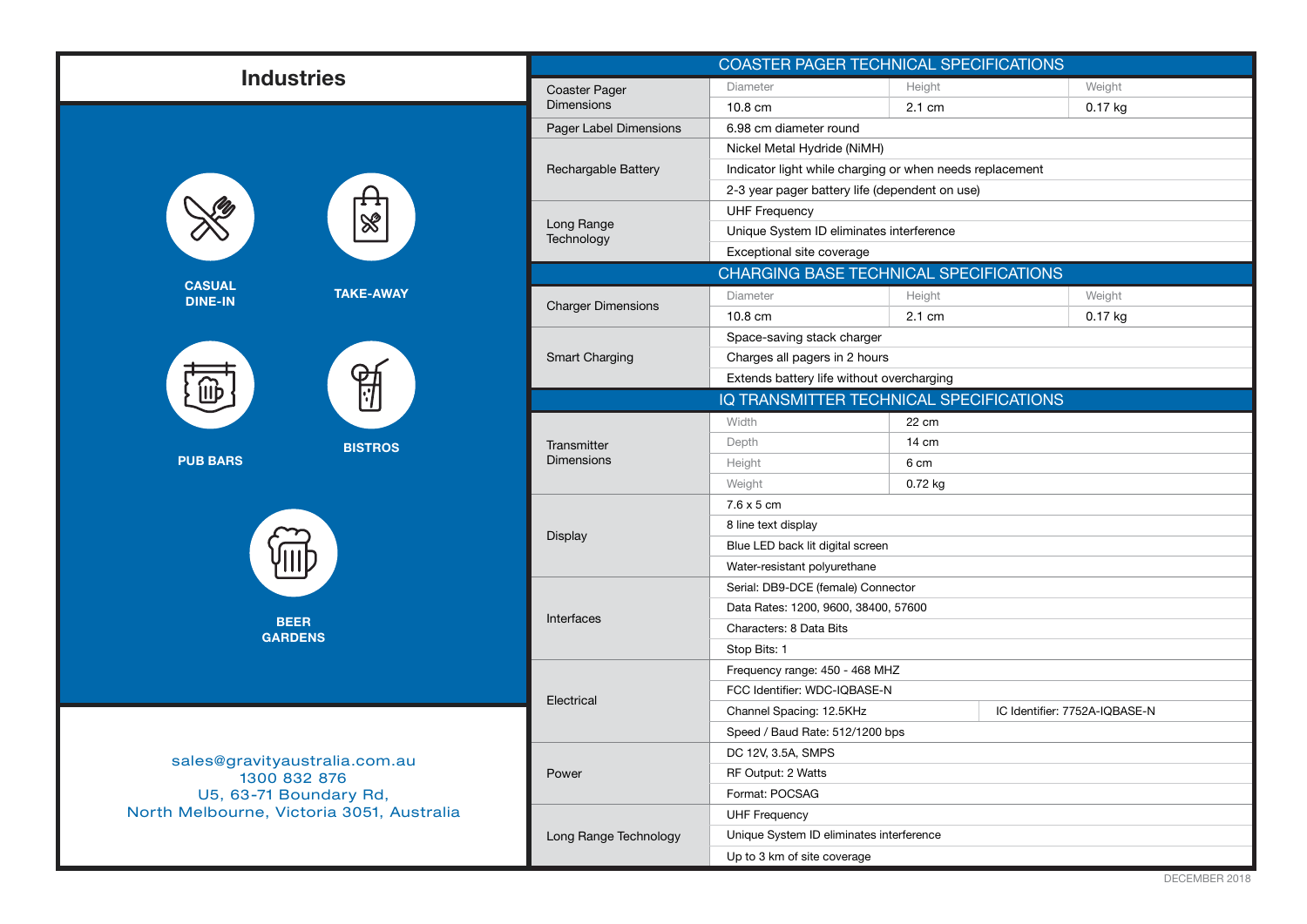## Industries

CASUAL DINE-IN

TAKE-AWAY

PUB BARS

BISTROS

BEER GARDENS

sales@gravityaustralia.com.au
1300 832 876
U5, 63-71 Boundary Rd,
North Melbourne, Victoria 3051, Australia

## COASTER PAGER TECHNICAL SPECIFICATIONS

| | | | |
|---|---|---|---|
| Coaster Pager Dimensions | Diameter | Height | Weight |
| | 10.8 cm | 2.1 cm | 0.17 kg |
| Pager Label Dimensions | 6.98 cm diameter round | | |
| Rechargable Battery | Nickel Metal Hydride (NiMH) | | |
| | Indicator light while charging or when needs replacement | | |
| | 2-3 year pager battery life (dependent on use) | | |
| Long Range Technology | UHF Frequency | | |
| | Unique System ID eliminates interference | | |
| | Exceptional site coverage | | |

## CHARGING BASE TECHNICAL SPECIFICATIONS

| | | | |
|---|---|---|---|
| Charger Dimensions | Diameter | Height | Weight |
| | 10.8 cm | 2.1 cm | 0.17 kg |
| Smart Charging | Space-saving stack charger | | |
| | Charges all pagers in 2 hours | | |
| | Extends battery life without overcharging | | |

## IQ TRANSMITTER TECHNICAL SPECIFICATIONS

| | | |
|---|---|---|
| Transmitter Dimensions | Width | 22 cm |
| | Depth | 14 cm |
| | Height | 6 cm |
| | Weight | 0.72 kg |
| Display | 7.6 x 5 cm | |
| | 8 line text display | |
| | Blue LED back lit digital screen | |
| | Water-resistant polyurethane | |
| Interfaces | Serial: DB9-DCE (female) Connector | |
| | Data Rates: 1200, 9600, 38400, 57600 | |
| | Characters: 8 Data Bits | |
| | Stop Bits: 1 | |
| Electrical | Frequency range: 450 - 468 MHZ | |
| | FCC Identifier: WDC-IQBASE-N | |
| | Channel Spacing: 12.5KHz | IC Identifier: 7752A-IQBASE-N |
| | Speed / Baud Rate: 512/1200 bps | |
| Power | DC 12V, 3.5A, SMPS | |
| | RF Output: 2 Watts | |
| | Format: POCSAG | |
| Long Range Technology | UHF Frequency | |
| | Unique System ID eliminates interference | |
| | Up to 3 km of site coverage | |

DECEMBER 2018